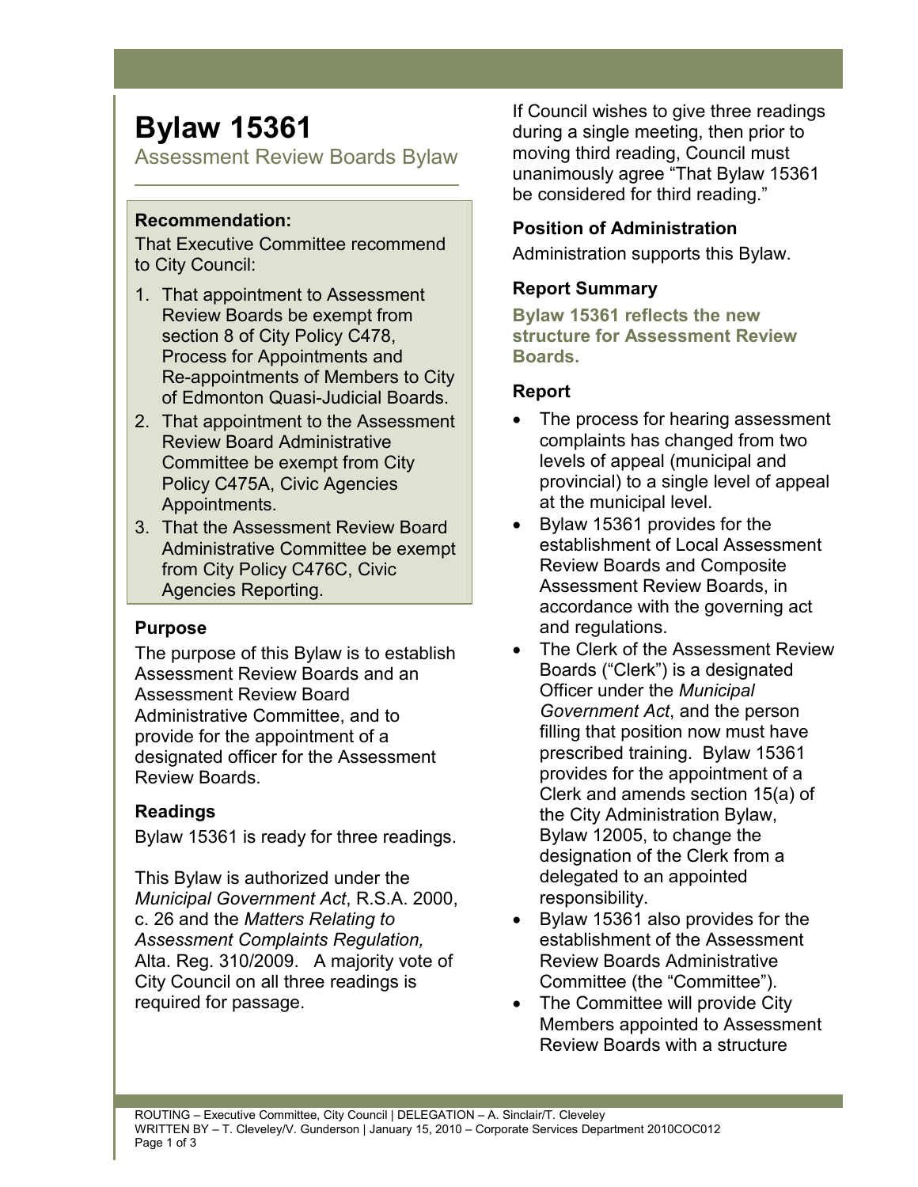# Bylaw 15361

Assessment Review Boards Bylaw

**Recommendation:**

That Executive Committee recommend to City Council:

1. That appointment to Assessment Review Boards be exempt from section 8 of City Policy C478, Process for Appointments and Re-appointments of Members to City of Edmonton Quasi-Judicial Boards.
2. That appointment to the Assessment Review Board Administrative Committee be exempt from City Policy C475A, Civic Agencies Appointments.
3. That the Assessment Review Board Administrative Committee be exempt from City Policy C476C, Civic Agencies Reporting.

### Purpose

The purpose of this Bylaw is to establish Assessment Review Boards and an Assessment Review Board Administrative Committee, and to provide for the appointment of a designated officer for the Assessment Review Boards.

### Readings

Bylaw 15361 is ready for three readings.

This Bylaw is authorized under the *Municipal Government Act*, R.S.A. 2000, c. 26 and the *Matters Relating to Assessment Complaints Regulation,* Alta. Reg. 310/2009. A majority vote of City Council on all three readings is required for passage.

If Council wishes to give three readings during a single meeting, then prior to moving third reading, Council must unanimously agree "That Bylaw 15361 be considered for third reading."

### Position of Administration

Administration supports this Bylaw.

### Report Summary

**Bylaw 15361 reflects the new structure for Assessment Review Boards.**

### Report

- The process for hearing assessment complaints has changed from two levels of appeal (municipal and provincial) to a single level of appeal at the municipal level.
- Bylaw 15361 provides for the establishment of Local Assessment Review Boards and Composite Assessment Review Boards, in accordance with the governing act and regulations.
- The Clerk of the Assessment Review Boards ("Clerk") is a designated Officer under the *Municipal Government Act*, and the person filling that position now must have prescribed training. Bylaw 15361 provides for the appointment of a Clerk and amends section 15(a) of the City Administration Bylaw, Bylaw 12005, to change the designation of the Clerk from a delegated to an appointed responsibility.
- Bylaw 15361 also provides for the establishment of the Assessment Review Boards Administrative Committee (the "Committee").
- The Committee will provide City Members appointed to Assessment Review Boards with a structure

ROUTING – Executive Committee, City Council | DELEGATION – A. Sinclair/T. Cleveley
WRITTEN BY – T. Cleveley/V. Gunderson | January 15, 2010 – Corporate Services Department 2010COC012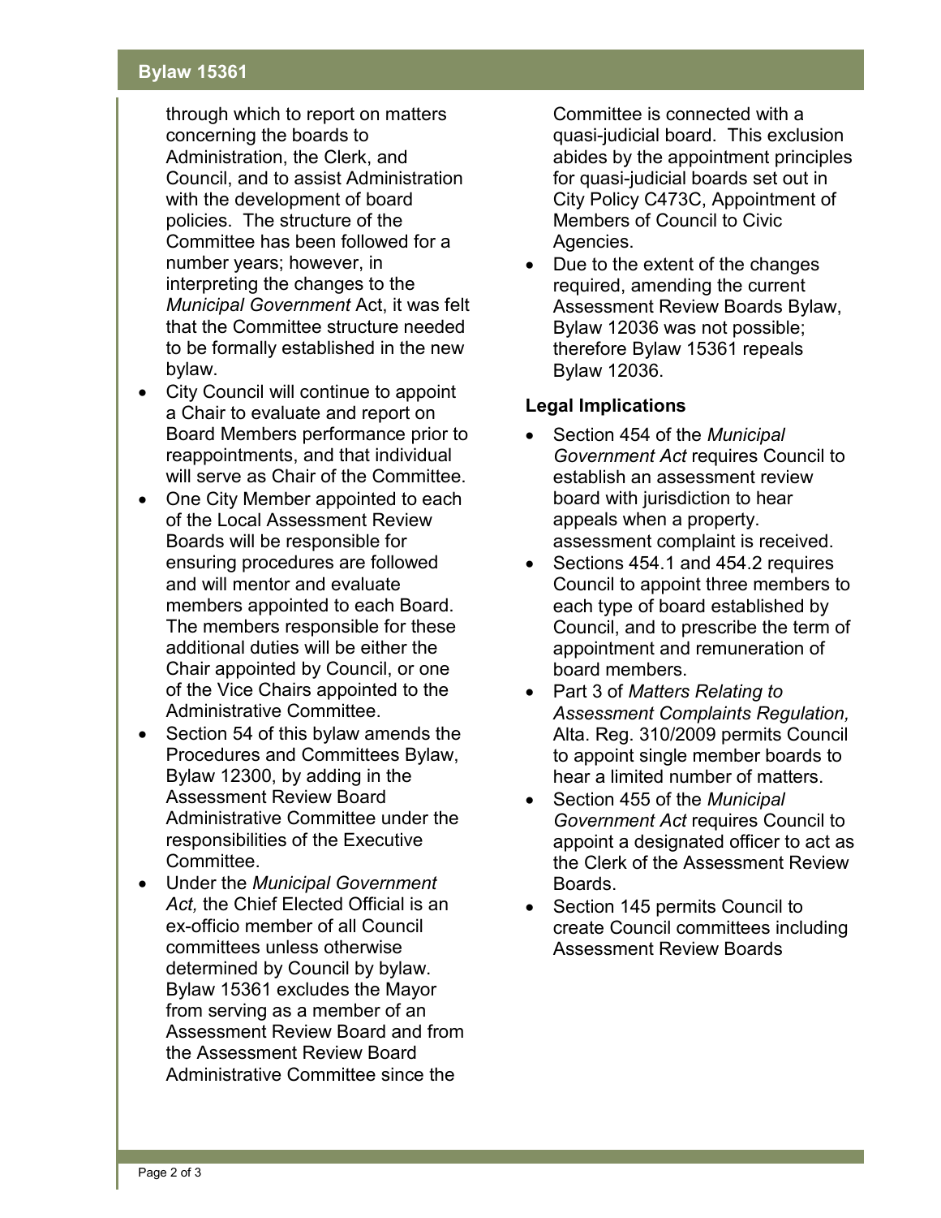through which to report on matters concerning the boards to Administration, the Clerk, and Council, and to assist Administration with the development of board policies. The structure of the Committee has been followed for a number years; however, in interpreting the changes to the *Municipal Government* Act, it was felt that the Committee structure needed to be formally established in the new bylaw.

- City Council will continue to appoint a Chair to evaluate and report on Board Members performance prior to reappointments, and that individual will serve as Chair of the Committee.
- One City Member appointed to each of the Local Assessment Review Boards will be responsible for ensuring procedures are followed and will mentor and evaluate members appointed to each Board. The members responsible for these additional duties will be either the Chair appointed by Council, or one of the Vice Chairs appointed to the Administrative Committee.
- Section 54 of this bylaw amends the Procedures and Committees Bylaw, Bylaw 12300, by adding in the Assessment Review Board Administrative Committee under the responsibilities of the Executive Committee.
- Under the *Municipal Government Act,* the Chief Elected Official is an ex-officio member of all Council committees unless otherwise determined by Council by bylaw. Bylaw 15361 excludes the Mayor from serving as a member of an Assessment Review Board and from the Assessment Review Board Administrative Committee since the Committee is connected with a quasi-judicial board. This exclusion abides by the appointment principles for quasi-judicial boards set out in City Policy C473C, Appointment of Members of Council to Civic Agencies.
- Due to the extent of the changes required, amending the current Assessment Review Boards Bylaw, Bylaw 12036 was not possible; therefore Bylaw 15361 repeals Bylaw 12036.

### Legal Implications

- Section 454 of the *Municipal Government Act* requires Council to establish an assessment review board with jurisdiction to hear appeals when a property. assessment complaint is received.
- Sections 454.1 and 454.2 requires Council to appoint three members to each type of board established by Council, and to prescribe the term of appointment and remuneration of board members.
- Part 3 of *Matters Relating to Assessment Complaints Regulation,* Alta. Reg. 310/2009 permits Council to appoint single member boards to hear a limited number of matters.
- Section 455 of the *Municipal Government Act* requires Council to appoint a designated officer to act as the Clerk of the Assessment Review Boards.
- Section 145 permits Council to create Council committees including Assessment Review Boards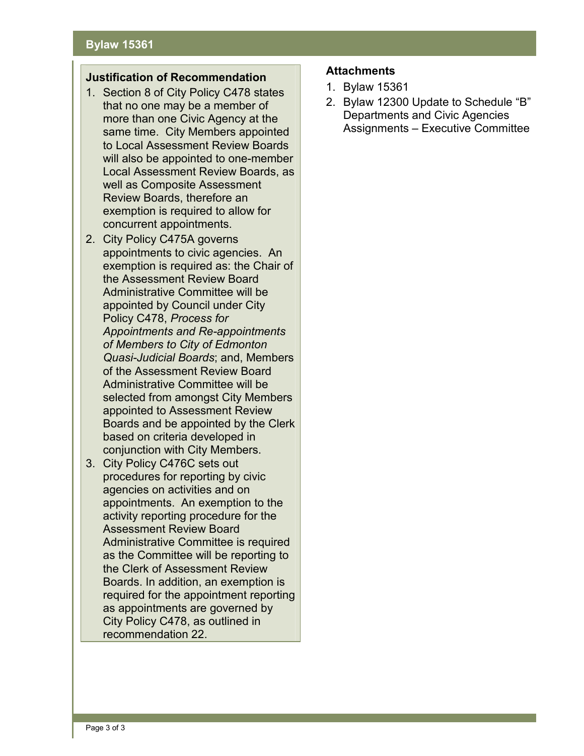## Justification of Recommendation

1. Section 8 of City Policy C478 states that no one may be a member of more than one Civic Agency at the same time. City Members appointed to Local Assessment Review Boards will also be appointed to one-member Local Assessment Review Boards, as well as Composite Assessment Review Boards, therefore an exemption is required to allow for concurrent appointments.
2. City Policy C475A governs appointments to civic agencies. An exemption is required as: the Chair of the Assessment Review Board Administrative Committee will be appointed by Council under City Policy C478, *Process for Appointments and Re-appointments of Members to City of Edmonton Quasi-Judicial Boards*; and, Members of the Assessment Review Board Administrative Committee will be selected from amongst City Members appointed to Assessment Review Boards and be appointed by the Clerk based on criteria developed in conjunction with City Members.
3. City Policy C476C sets out procedures for reporting by civic agencies on activities and on appointments. An exemption to the activity reporting procedure for the Assessment Review Board Administrative Committee is required as the Committee will be reporting to the Clerk of Assessment Review Boards. In addition, an exemption is required for the appointment reporting as appointments are governed by City Policy C478, as outlined in recommendation 22.

## Attachments

1. Bylaw 15361
2. Bylaw 12300 Update to Schedule "B" Departments and Civic Agencies Assignments – Executive Committee